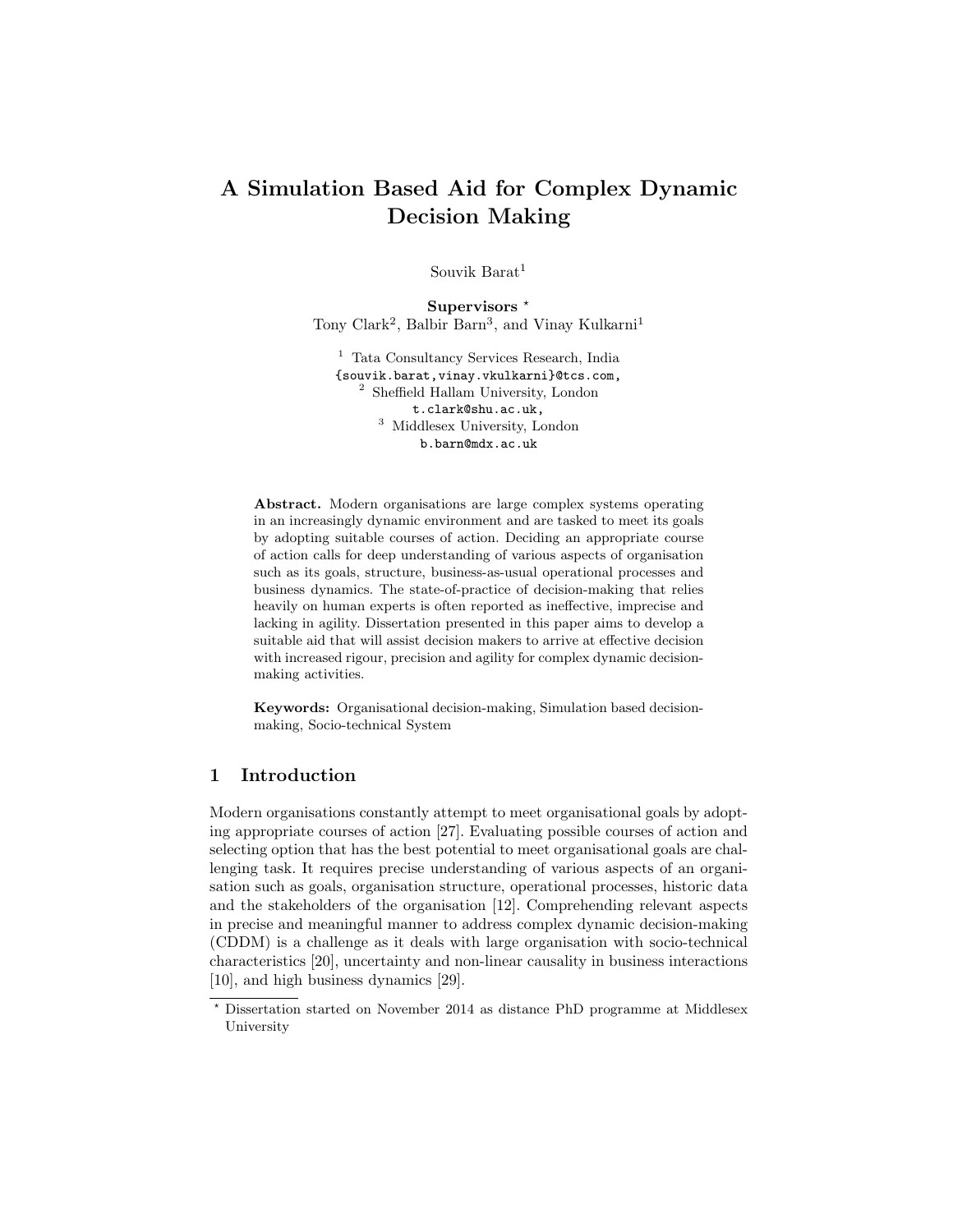# A Simulation Based Aid for Complex Dynamic Decision Making

Souvik Barat[1]

**Supervisors** *
Tony Clark[2], Balbir Barn[3], and Vinay Kulkarni[1]

[1] Tata Consultancy Services Research, India
{souvik.barat,vinay.vkulkarni}@tcs.com,
[2] Sheffield Hallam University, London
t.clark@shu.ac.uk,
[3] Middlesex University, London
b.barn@mdx.ac.uk

**Abstract.** Modern organisations are large complex systems operating in an increasingly dynamic environment and are tasked to meet its goals by adopting suitable courses of action. Deciding an appropriate course of action calls for deep understanding of various aspects of organisation such as its goals, structure, business-as-usual operational processes and business dynamics. The state-of-practice of decision-making that relies heavily on human experts is often reported as ineffective, imprecise and lacking in agility. Dissertation presented in this paper aims to develop a suitable aid that will assist decision makers to arrive at effective decision with increased rigour, precision and agility for complex dynamic decision-making activities.

**Keywords:** Organisational decision-making, Simulation based decision-making, Socio-technical System

## 1 Introduction

Modern organisations constantly attempt to meet organisational goals by adopting appropriate courses of action [27]. Evaluating possible courses of action and selecting option that has the best potential to meet organisational goals are challenging task. It requires precise understanding of various aspects of an organisation such as goals, organisation structure, operational processes, historic data and the stakeholders of the organisation [12]. Comprehending relevant aspects in precise and meaningful manner to address complex dynamic decision-making (CDDM) is a challenge as it deals with large organisation with socio-technical characteristics [20], uncertainty and non-linear causality in business interactions [10], and high business dynamics [29].

* Dissertation started on November 2014 as distance PhD programme at Middlesex University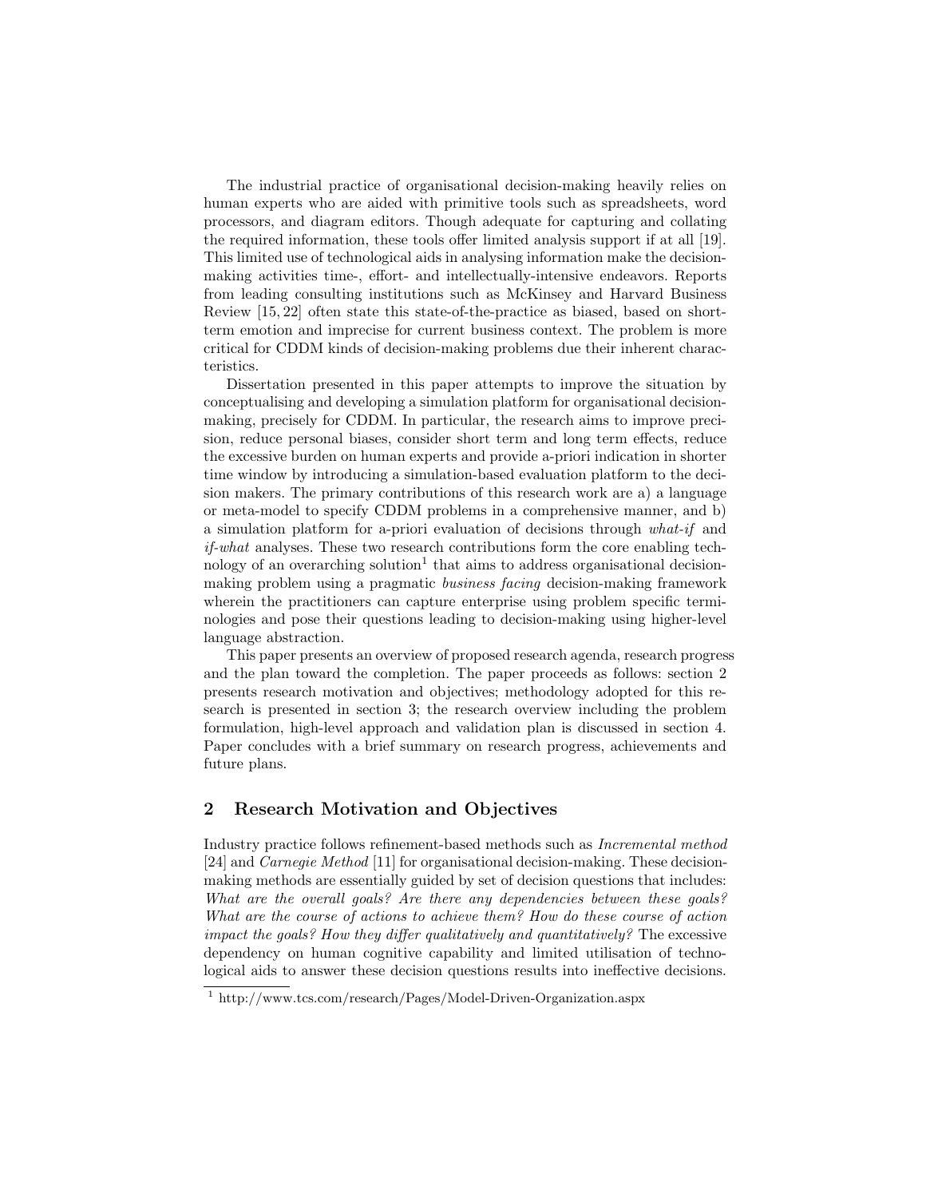The industrial practice of organisational decision-making heavily relies on human experts who are aided with primitive tools such as spreadsheets, word processors, and diagram editors. Though adequate for capturing and collating the required information, these tools offer limited analysis support if at all [19]. This limited use of technological aids in analysing information make the decision-making activities time-, effort- and intellectually-intensive endeavors. Reports from leading consulting institutions such as McKinsey and Harvard Business Review [15, 22] often state this state-of-the-practice as biased, based on short-term emotion and imprecise for current business context. The problem is more critical for CDDM kinds of decision-making problems due their inherent characteristics.

Dissertation presented in this paper attempts to improve the situation by conceptualising and developing a simulation platform for organisational decision-making, precisely for CDDM. In particular, the research aims to improve precision, reduce personal biases, consider short term and long term effects, reduce the excessive burden on human experts and provide a-priori indication in shorter time window by introducing a simulation-based evaluation platform to the decision makers. The primary contributions of this research work are a) a language or meta-model to specify CDDM problems in a comprehensive manner, and b) a simulation platform for a-priori evaluation of decisions through *what-if* and *if-what* analyses. These two research contributions form the core enabling technology of an overarching solution[1] that aims to address organisational decision-making problem using a pragmatic *business facing* decision-making framework wherein the practitioners can capture enterprise using problem specific terminologies and pose their questions leading to decision-making using higher-level language abstraction.

This paper presents an overview of proposed research agenda, research progress and the plan toward the completion. The paper proceeds as follows: section 2 presents research motivation and objectives; methodology adopted for this research is presented in section 3; the research overview including the problem formulation, high-level approach and validation plan is discussed in section 4. Paper concludes with a brief summary on research progress, achievements and future plans.

## 2 Research Motivation and Objectives

Industry practice follows refinement-based methods such as *Incremental method* [24] and *Carnegie Method* [11] for organisational decision-making. These decision-making methods are essentially guided by set of decision questions that includes: *What are the overall goals? Are there any dependencies between these goals? What are the course of actions to achieve them? How do these course of action impact the goals? How they differ qualitatively and quantitatively?* The excessive dependency on human cognitive capability and limited utilisation of technological aids to answer these decision questions results into ineffective decisions.

[1] http://www.tcs.com/research/Pages/Model-Driven-Organization.aspx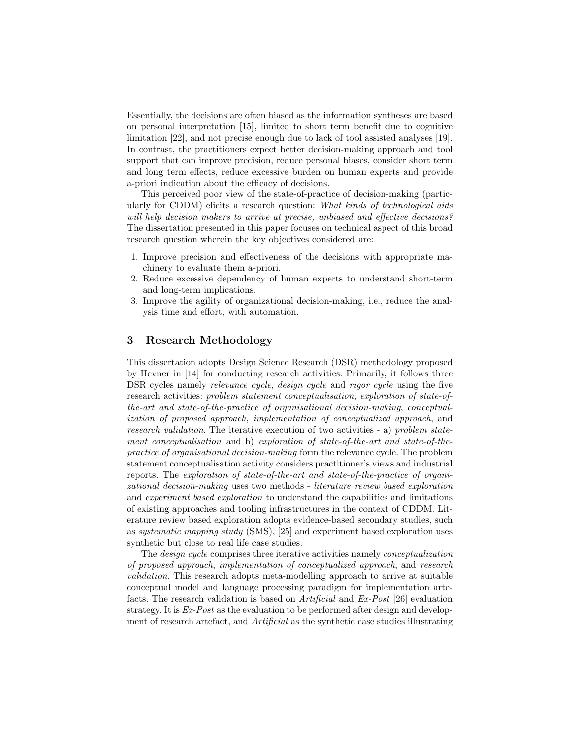Essentially, the decisions are often biased as the information syntheses are based on personal interpretation [15], limited to short term benefit due to cognitive limitation [22], and not precise enough due to lack of tool assisted analyses [19]. In contrast, the practitioners expect better decision-making approach and tool support that can improve precision, reduce personal biases, consider short term and long term effects, reduce excessive burden on human experts and provide a-priori indication about the efficacy of decisions.

This perceived poor view of the state-of-practice of decision-making (particularly for CDDM) elicits a research question: *What kinds of technological aids will help decision makers to arrive at precise, unbiased and effective decisions?* The dissertation presented in this paper focuses on technical aspect of this broad research question wherein the key objectives considered are:

1. Improve precision and effectiveness of the decisions with appropriate machinery to evaluate them a-priori.
2. Reduce excessive dependency of human experts to understand short-term and long-term implications.
3. Improve the agility of organizational decision-making, i.e., reduce the analysis time and effort, with automation.

## 3 Research Methodology

This dissertation adopts Design Science Research (DSR) methodology proposed by Hevner in [14] for conducting research activities. Primarily, it follows three DSR cycles namely *relevance cycle*, *design cycle* and *rigor cycle* using the five research activities: *problem statement conceptualisation*, *exploration of state-of-the-art and state-of-the-practice of organisational decision-making*, *conceptualization of proposed approach*, *implementation of conceptualized approach*, and *research validation*. The iterative execution of two activities - a) *problem statement conceptualisation* and b) *exploration of state-of-the-art and state-of-the-practice of organisational decision-making* form the relevance cycle. The problem statement conceptualisation activity considers practitioner's views and industrial reports. The *exploration of state-of-the-art and state-of-the-practice of organizational decision-making* uses two methods - *literature review based exploration* and *experiment based exploration* to understand the capabilities and limitations of existing approaches and tooling infrastructures in the context of CDDM. Literature review based exploration adopts evidence-based secondary studies, such as *systematic mapping study* (SMS), [25] and experiment based exploration uses synthetic but close to real life case studies.

The *design cycle* comprises three iterative activities namely *conceptualization of proposed approach*, *implementation of conceptualized approach*, and *research validation*. This research adopts meta-modelling approach to arrive at suitable conceptual model and language processing paradigm for implementation artefacts. The research validation is based on *Artificial* and *Ex-Post* [26] evaluation strategy. It is *Ex-Post* as the evaluation to be performed after design and development of research artefact, and *Artificial* as the synthetic case studies illustrating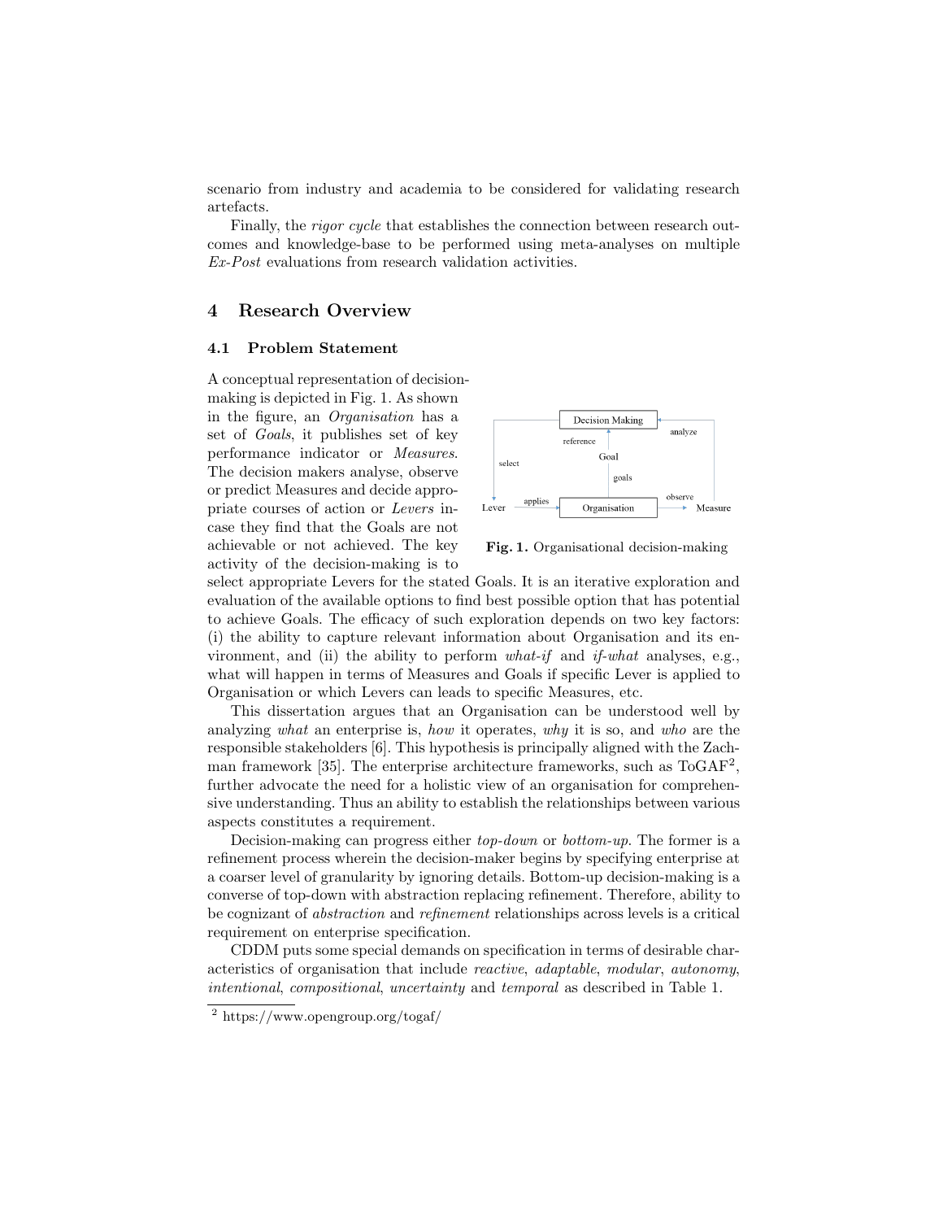scenario from industry and academia to be considered for validating research artefacts.

Finally, the *rigor cycle* that establishes the connection between research outcomes and knowledge-base to be performed using meta-analyses on multiple *Ex-Post* evaluations from research validation activities.

## 4 Research Overview

### 4.1 Problem Statement

A conceptual representation of decision-making is depicted in Fig. 1. As shown in the figure, an *Organisation* has a set of *Goals*, it publishes set of key performance indicator or *Measures*. The decision makers analyse, observe or predict Measures and decide appropriate courses of action or *Levers* in-case they find that the Goals are not achievable or not achieved. The key activity of the decision-making is to select appropriate Levers for the stated Goals. It is an iterative exploration and evaluation of the available options to find best possible option that has potential to achieve Goals. The efficacy of such exploration depends on two key factors: (i) the ability to capture relevant information about Organisation and its environment, and (ii) the ability to perform *what-if* and *if-what* analyses, e.g., what will happen in terms of Measures and Goals if specific Lever is applied to Organisation or which Levers can leads to specific Measures, etc.

**Fig. 1.** Organisational decision-making

This dissertation argues that an Organisation can be understood well by analyzing *what* an enterprise is, *how* it operates, *why* it is so, and *who* are the responsible stakeholders [6]. This hypothesis is principally aligned with the Zachman framework [35]. The enterprise architecture frameworks, such as ToGAF[2], further advocate the need for a holistic view of an organisation for comprehensive understanding. Thus an ability to establish the relationships between various aspects constitutes a requirement.

Decision-making can progress either *top-down* or *bottom-up*. The former is a refinement process wherein the decision-maker begins by specifying enterprise at a coarser level of granularity by ignoring details. Bottom-up decision-making is a converse of top-down with abstraction replacing refinement. Therefore, ability to be cognizant of *abstraction* and *refinement* relationships across levels is a critical requirement on enterprise specification.

CDDM puts some special demands on specification in terms of desirable characteristics of organisation that include *reactive*, *adaptable*, *modular*, *autonomy*, *intentional*, *compositional*, *uncertainty* and *temporal* as described in Table 1.

[2] https://www.opengroup.org/togaf/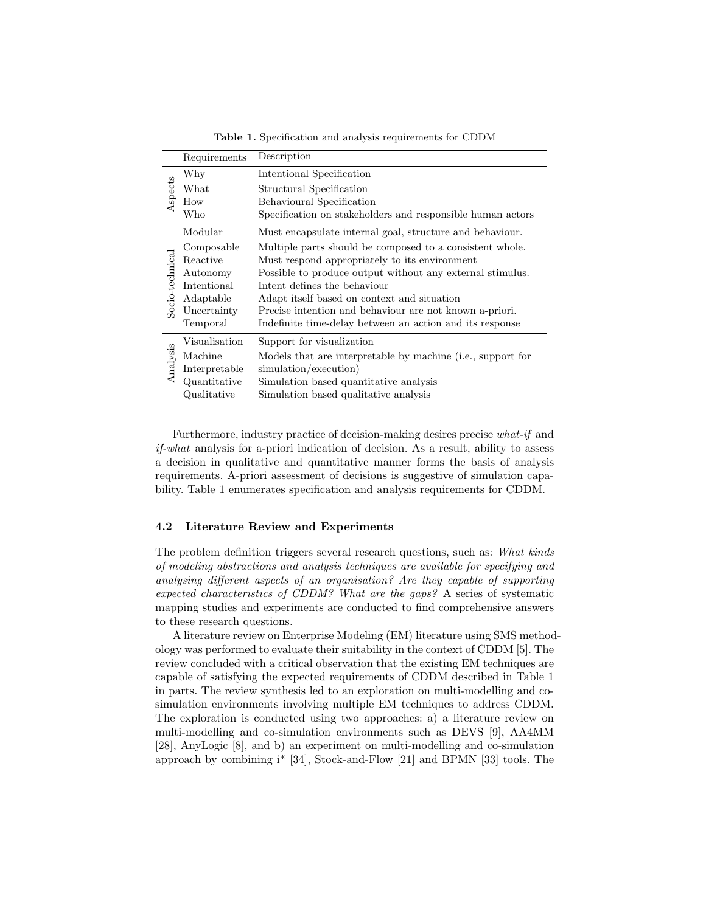**Table 1.** Specification and analysis requirements for CDDM

| | Requirements | Description |
|---|---|---|
| Aspects | Why | Intentional Specification |
| | What | Structural Specification |
| | How | Behavioural Specification |
| | Who | Specification on stakeholders and responsible human actors |
| Socio-technical | Modular | Must encapsulate internal goal, structure and behaviour. |
| | Composable | Multiple parts should be composed to a consistent whole. |
| | Reactive | Must respond appropriately to its environment |
| | Autonomy | Possible to produce output without any external stimulus. |
| | Intentional | Intent defines the behaviour |
| | Adaptable | Adapt itself based on context and situation |
| | Uncertainty | Precise intention and behaviour are not known a-priori. |
| | Temporal | Indefinite time-delay between an action and its response |
| Analysis | Visualisation | Support for visualization |
| | Machine Interpretable | Models that are interpretable by machine (i.e., support for simulation/execution) |
| | Quantitative | Simulation based quantitative analysis |
| | Qualitative | Simulation based qualitative analysis |

Furthermore, industry practice of decision-making desires precise *what-if* and *if-what* analysis for a-priori indication of decision. As a result, ability to assess a decision in qualitative and quantitative manner forms the basis of analysis requirements. A-priori assessment of decisions is suggestive of simulation capability. Table 1 enumerates specification and analysis requirements for CDDM.

### 4.2 Literature Review and Experiments

The problem definition triggers several research questions, such as: *What kinds of modeling abstractions and analysis techniques are available for specifying and analysing different aspects of an organisation? Are they capable of supporting expected characteristics of CDDM? What are the gaps?* A series of systematic mapping studies and experiments are conducted to find comprehensive answers to these research questions.

A literature review on Enterprise Modeling (EM) literature using SMS methodology was performed to evaluate their suitability in the context of CDDM [5]. The review concluded with a critical observation that the existing EM techniques are capable of satisfying the expected requirements of CDDM described in Table 1 in parts. The review synthesis led to an exploration on multi-modelling and co-simulation environments involving multiple EM techniques to address CDDM. The exploration is conducted using two approaches: a) a literature review on multi-modelling and co-simulation environments such as DEVS [9], AA4MM [28], AnyLogic [8], and b) an experiment on multi-modelling and co-simulation approach by combining i* [34], Stock-and-Flow [21] and BPMN [33] tools. The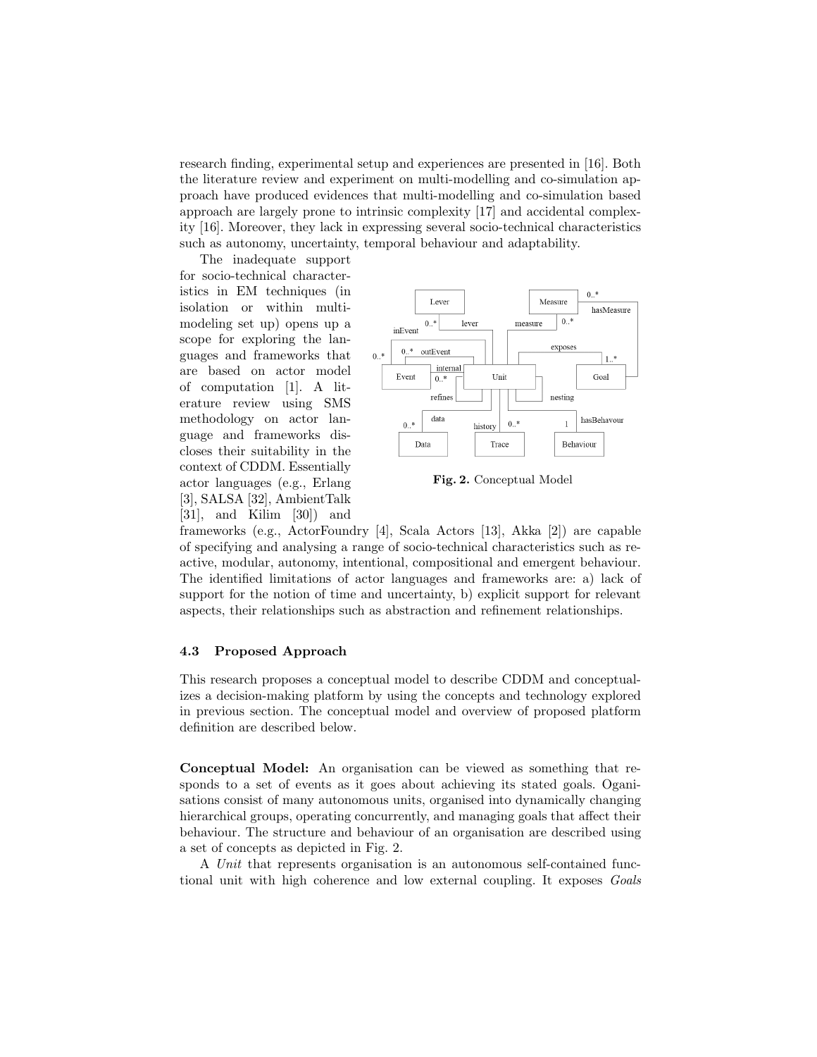research finding, experimental setup and experiences are presented in [16]. Both the literature review and experiment on multi-modelling and co-simulation approach have produced evidences that multi-modelling and co-simulation based approach are largely prone to intrinsic complexity [17] and accidental complexity [16]. Moreover, they lack in expressing several socio-technical characteristics such as autonomy, uncertainty, temporal behaviour and adaptability.

The inadequate support for socio-technical characteristics in EM techniques (in isolation or within multi-modeling set up) opens up a scope for exploring the languages and frameworks that are based on actor model of computation [1]. A literature review using SMS methodology on actor language and frameworks discloses their suitability in the context of CDDM. Essentially actor languages (e.g., Erlang [3], SALSA [32], AmbientTalk [31], and Kilim [30]) and frameworks (e.g., ActorFoundry [4], Scala Actors [13], Akka [2]) are capable of specifying and analysing a range of socio-technical characteristics such as reactive, modular, autonomy, intentional, compositional and emergent behaviour. The identified limitations of actor languages and frameworks are: a) lack of support for the notion of time and uncertainty, b) explicit support for relevant aspects, their relationships such as abstraction and refinement relationships.

**Fig. 2.** Conceptual Model

### 4.3 Proposed Approach

This research proposes a conceptual model to describe CDDM and conceptualizes a decision-making platform by using the concepts and technology explored in previous section. The conceptual model and overview of proposed platform definition are described below.

**Conceptual Model:** An organisation can be viewed as something that responds to a set of events as it goes about achieving its stated goals. Oganisations consist of many autonomous units, organised into dynamically changing hierarchical groups, operating concurrently, and managing goals that affect their behaviour. The structure and behaviour of an organisation are described using a set of concepts as depicted in Fig. 2.

A *Unit* that represents organisation is an autonomous self-contained functional unit with high coherence and low external coupling. It exposes *Goals*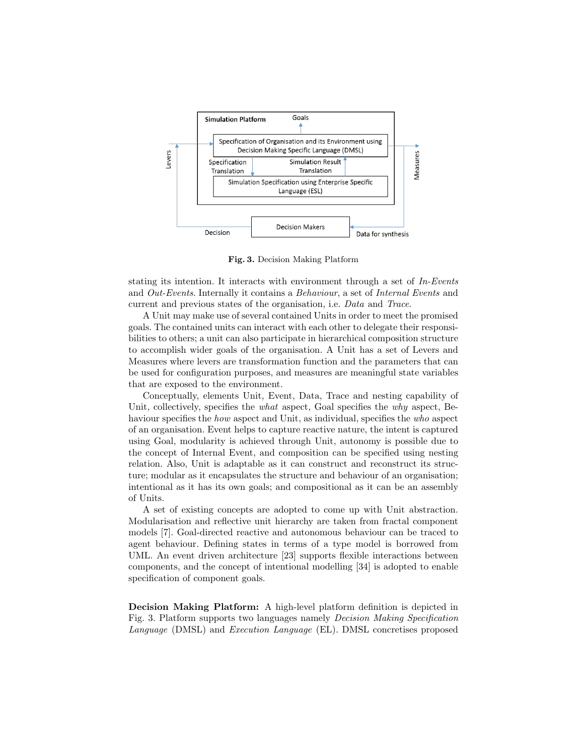**Fig. 3.** Decision Making Platform

stating its intention. It interacts with environment through a set of *In-Events* and *Out-Events*. Internally it contains a *Behaviour*, a set of *Internal Events* and current and previous states of the organisation, i.e. *Data* and *Trace*.

A Unit may make use of several contained Units in order to meet the promised goals. The contained units can interact with each other to delegate their responsibilities to others; a unit can also participate in hierarchical composition structure to accomplish wider goals of the organisation. A Unit has a set of Levers and Measures where levers are transformation function and the parameters that can be used for configuration purposes, and measures are meaningful state variables that are exposed to the environment.

Conceptually, elements Unit, Event, Data, Trace and nesting capability of Unit, collectively, specifies the *what* aspect, Goal specifies the *why* aspect, Behaviour specifies the *how* aspect and Unit, as individual, specifies the *who* aspect of an organisation. Event helps to capture reactive nature, the intent is captured using Goal, modularity is achieved through Unit, autonomy is possible due to the concept of Internal Event, and composition can be specified using nesting relation. Also, Unit is adaptable as it can construct and reconstruct its structure; modular as it encapsulates the structure and behaviour of an organisation; intentional as it has its own goals; and compositional as it can be an assembly of Units.

A set of existing concepts are adopted to come up with Unit abstraction. Modularisation and reflective unit hierarchy are taken from fractal component models [7]. Goal-directed reactive and autonomous behaviour can be traced to agent behaviour. Defining states in terms of a type model is borrowed from UML. An event driven architecture [23] supports flexible interactions between components, and the concept of intentional modelling [34] is adopted to enable specification of component goals.

**Decision Making Platform:** A high-level platform definition is depicted in Fig. 3. Platform supports two languages namely *Decision Making Specification Language* (DMSL) and *Execution Language* (EL). DMSL concretises proposed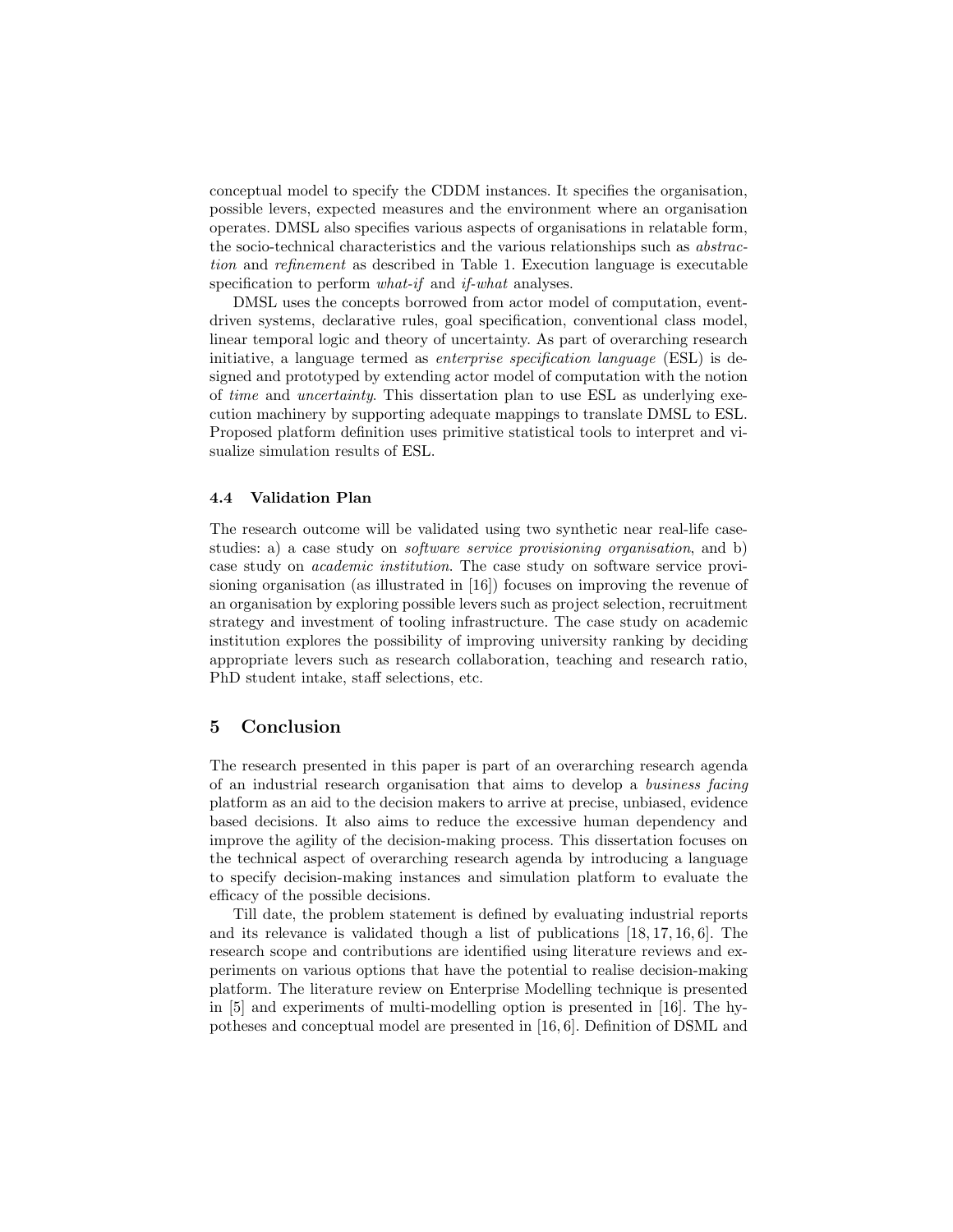conceptual model to specify the CDDM instances. It specifies the organisation, possible levers, expected measures and the environment where an organisation operates. DMSL also specifies various aspects of organisations in relatable form, the socio-technical characteristics and the various relationships such as *abstraction* and *refinement* as described in Table 1. Execution language is executable specification to perform *what-if* and *if-what* analyses.

DMSL uses the concepts borrowed from actor model of computation, event-driven systems, declarative rules, goal specification, conventional class model, linear temporal logic and theory of uncertainty. As part of overarching research initiative, a language termed as *enterprise specification language* (ESL) is designed and prototyped by extending actor model of computation with the notion of *time* and *uncertainty*. This dissertation plan to use ESL as underlying execution machinery by supporting adequate mappings to translate DMSL to ESL. Proposed platform definition uses primitive statistical tools to interpret and visualize simulation results of ESL.

### 4.4 Validation Plan

The research outcome will be validated using two synthetic near real-life case-studies: a) a case study on *software service provisioning organisation*, and b) case study on *academic institution*. The case study on software service provisioning organisation (as illustrated in [16]) focuses on improving the revenue of an organisation by exploring possible levers such as project selection, recruitment strategy and investment of tooling infrastructure. The case study on academic institution explores the possibility of improving university ranking by deciding appropriate levers such as research collaboration, teaching and research ratio, PhD student intake, staff selections, etc.

## 5 Conclusion

The research presented in this paper is part of an overarching research agenda of an industrial research organisation that aims to develop a *business facing* platform as an aid to the decision makers to arrive at precise, unbiased, evidence based decisions. It also aims to reduce the excessive human dependency and improve the agility of the decision-making process. This dissertation focuses on the technical aspect of overarching research agenda by introducing a language to specify decision-making instances and simulation platform to evaluate the efficacy of the possible decisions.

Till date, the problem statement is defined by evaluating industrial reports and its relevance is validated though a list of publications [18, 17, 16, 6]. The research scope and contributions are identified using literature reviews and experiments on various options that have the potential to realise decision-making platform. The literature review on Enterprise Modelling technique is presented in [5] and experiments of multi-modelling option is presented in [16]. The hypotheses and conceptual model are presented in [16, 6]. Definition of DSML and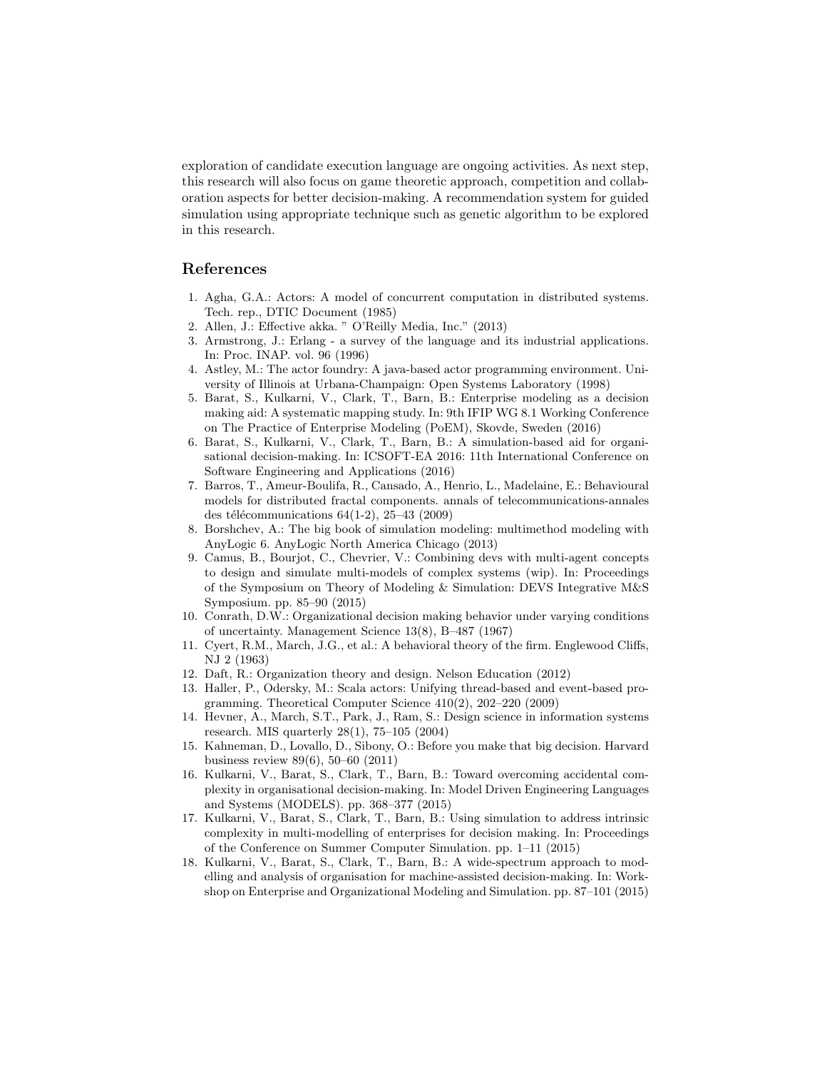exploration of candidate execution language are ongoing activities. As next step, this research will also focus on game theoretic approach, competition and collaboration aspects for better decision-making. A recommendation system for guided simulation using appropriate technique such as genetic algorithm to be explored in this research.

## References

1. Agha, G.A.: Actors: A model of concurrent computation in distributed systems. Tech. rep., DTIC Document (1985)
2. Allen, J.: Effective akka. " O'Reilly Media, Inc." (2013)
3. Armstrong, J.: Erlang - a survey of the language and its industrial applications. In: Proc. INAP. vol. 96 (1996)
4. Astley, M.: The actor foundry: A java-based actor programming environment. University of Illinois at Urbana-Champaign: Open Systems Laboratory (1998)
5. Barat, S., Kulkarni, V., Clark, T., Barn, B.: Enterprise modeling as a decision making aid: A systematic mapping study. In: 9th IFIP WG 8.1 Working Conference on The Practice of Enterprise Modeling (PoEM), Skovde, Sweden (2016)
6. Barat, S., Kulkarni, V., Clark, T., Barn, B.: A simulation-based aid for organisational decision-making. In: ICSOFT-EA 2016: 11th International Conference on Software Engineering and Applications (2016)
7. Barros, T., Ameur-Boulifa, R., Cansado, A., Henrio, L., Madelaine, E.: Behavioural models for distributed fractal components. annals of telecommunications-annales des télécommunications 64(1-2), 25–43 (2009)
8. Borshchev, A.: The big book of simulation modeling: multimethod modeling with AnyLogic 6. AnyLogic North America Chicago (2013)
9. Camus, B., Bourjot, C., Chevrier, V.: Combining devs with multi-agent concepts to design and simulate multi-models of complex systems (wip). In: Proceedings of the Symposium on Theory of Modeling & Simulation: DEVS Integrative M&S Symposium. pp. 85–90 (2015)
10. Conrath, D.W.: Organizational decision making behavior under varying conditions of uncertainty. Management Science 13(8), B–487 (1967)
11. Cyert, R.M., March, J.G., et al.: A behavioral theory of the firm. Englewood Cliffs, NJ 2 (1963)
12. Daft, R.: Organization theory and design. Nelson Education (2012)
13. Haller, P., Odersky, M.: Scala actors: Unifying thread-based and event-based programming. Theoretical Computer Science 410(2), 202–220 (2009)
14. Hevner, A., March, S.T., Park, J., Ram, S.: Design science in information systems research. MIS quarterly 28(1), 75–105 (2004)
15. Kahneman, D., Lovallo, D., Sibony, O.: Before you make that big decision. Harvard business review 89(6), 50–60 (2011)
16. Kulkarni, V., Barat, S., Clark, T., Barn, B.: Toward overcoming accidental complexity in organisational decision-making. In: Model Driven Engineering Languages and Systems (MODELS). pp. 368–377 (2015)
17. Kulkarni, V., Barat, S., Clark, T., Barn, B.: Using simulation to address intrinsic complexity in multi-modelling of enterprises for decision making. In: Proceedings of the Conference on Summer Computer Simulation. pp. 1–11 (2015)
18. Kulkarni, V., Barat, S., Clark, T., Barn, B.: A wide-spectrum approach to modelling and analysis of organisation for machine-assisted decision-making. In: Workshop on Enterprise and Organizational Modeling and Simulation. pp. 87–101 (2015)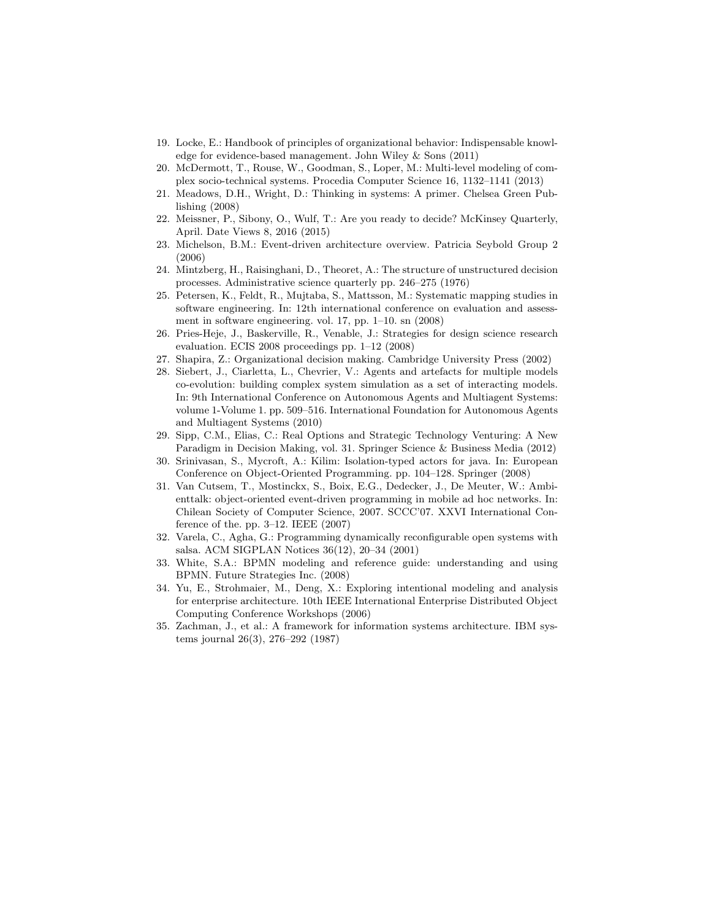19. Locke, E.: Handbook of principles of organizational behavior: Indispensable knowledge for evidence-based management. John Wiley & Sons (2011)
20. McDermott, T., Rouse, W., Goodman, S., Loper, M.: Multi-level modeling of complex socio-technical systems. Procedia Computer Science 16, 1132–1141 (2013)
21. Meadows, D.H., Wright, D.: Thinking in systems: A primer. Chelsea Green Publishing (2008)
22. Meissner, P., Sibony, O., Wulf, T.: Are you ready to decide? McKinsey Quarterly, April. Date Views 8, 2016 (2015)
23. Michelson, B.M.: Event-driven architecture overview. Patricia Seybold Group 2 (2006)
24. Mintzberg, H., Raisinghani, D., Theoret, A.: The structure of unstructured decision processes. Administrative science quarterly pp. 246–275 (1976)
25. Petersen, K., Feldt, R., Mujtaba, S., Mattsson, M.: Systematic mapping studies in software engineering. In: 12th international conference on evaluation and assessment in software engineering. vol. 17, pp. 1–10. sn (2008)
26. Pries-Heje, J., Baskerville, R., Venable, J.: Strategies for design science research evaluation. ECIS 2008 proceedings pp. 1–12 (2008)
27. Shapira, Z.: Organizational decision making. Cambridge University Press (2002)
28. Siebert, J., Ciarletta, L., Chevrier, V.: Agents and artefacts for multiple models co-evolution: building complex system simulation as a set of interacting models. In: 9th International Conference on Autonomous Agents and Multiagent Systems: volume 1-Volume 1. pp. 509–516. International Foundation for Autonomous Agents and Multiagent Systems (2010)
29. Sipp, C.M., Elias, C.: Real Options and Strategic Technology Venturing: A New Paradigm in Decision Making, vol. 31. Springer Science & Business Media (2012)
30. Srinivasan, S., Mycroft, A.: Kilim: Isolation-typed actors for java. In: European Conference on Object-Oriented Programming. pp. 104–128. Springer (2008)
31. Van Cutsem, T., Mostinckx, S., Boix, E.G., Dedecker, J., De Meuter, W.: Ambienttalk: object-oriented event-driven programming in mobile ad hoc networks. In: Chilean Society of Computer Science, 2007. SCCC'07. XXVI International Conference of the. pp. 3–12. IEEE (2007)
32. Varela, C., Agha, G.: Programming dynamically reconfigurable open systems with salsa. ACM SIGPLAN Notices 36(12), 20–34 (2001)
33. White, S.A.: BPMN modeling and reference guide: understanding and using BPMN. Future Strategies Inc. (2008)
34. Yu, E., Strohmaier, M., Deng, X.: Exploring intentional modeling and analysis for enterprise architecture. 10th IEEE International Enterprise Distributed Object Computing Conference Workshops (2006)
35. Zachman, J., et al.: A framework for information systems architecture. IBM systems journal 26(3), 276–292 (1987)